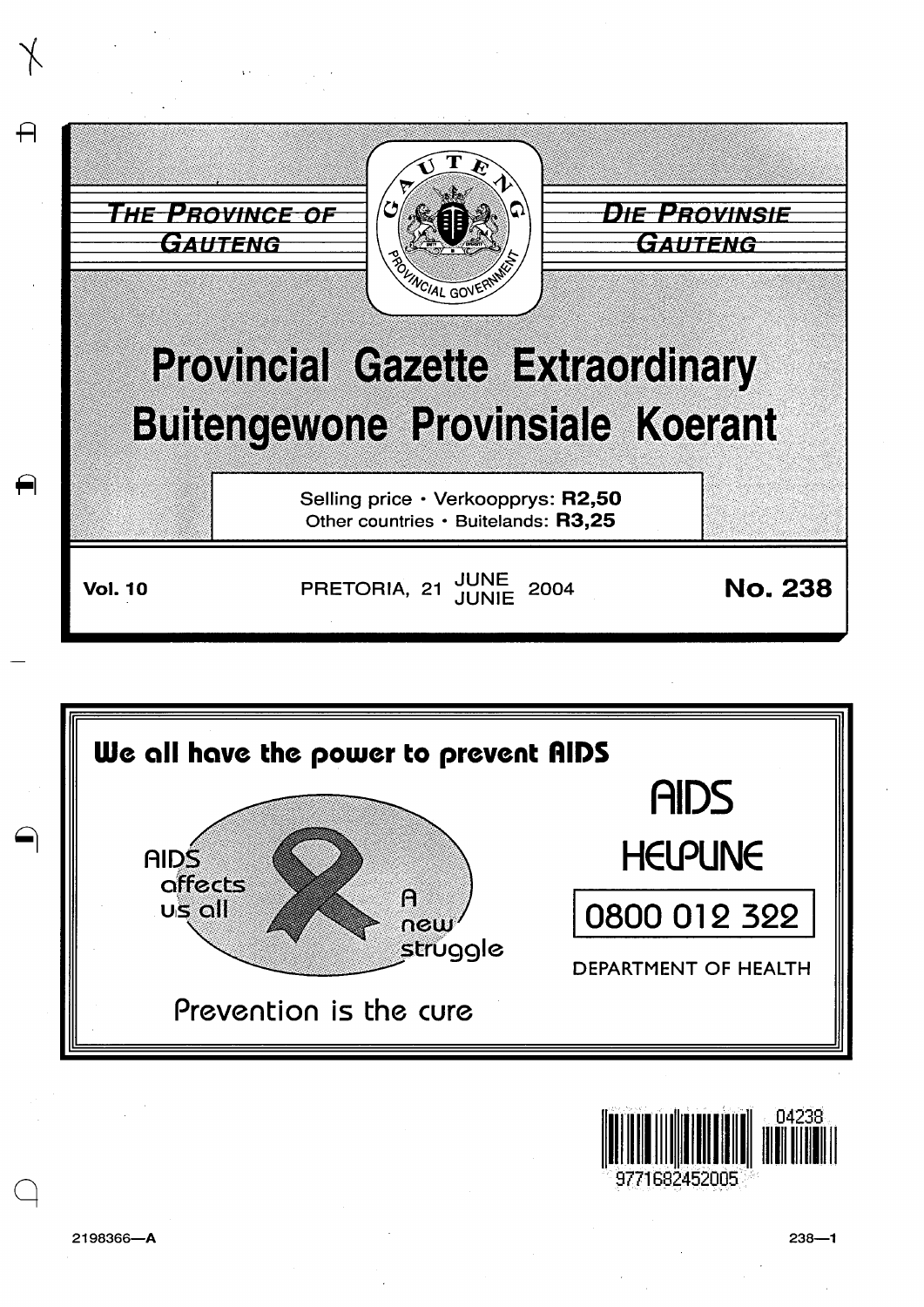THE PROVINCE OF GAUTENG

DIE PROVINSIE GAUTENG

GAUTENG PROVINCIAL GOVERNMENT

# Provincial Gazette Extraordinary
# Buitengewone Provinsiale Koerant

Selling price • Verkoopprys: **R2,50**
Other countries • Buitelande: **R3,25**

**Vol. 10** PRETORIA, 21 JUNE / JUNIE 2004 **No. 238**

**We all have the power to prevent AIDS**

AIDS affects us all

A new struggle

Prevention is the cure

AIDS HELPLINE

0800 012 322

DEPARTMENT OF HEALTH

04238

9771682452005

2198366—A

238—1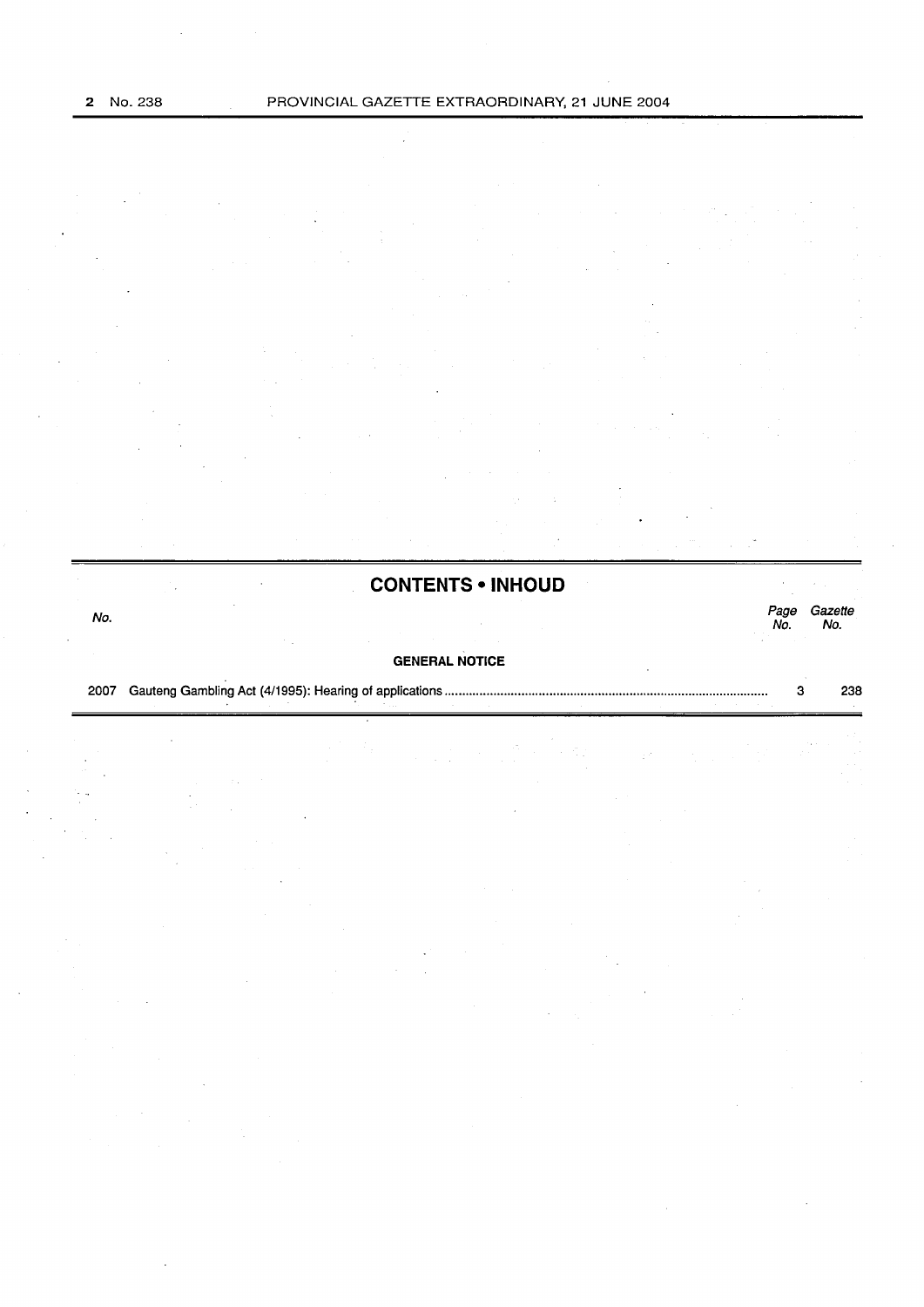## CONTENTS • INHOUD

| No. | | Page No. | Gazette No. |
|---|---|---|---|
| | **GENERAL NOTICE** | | |
| 2007 | Gauteng Gambling Act (4/1995): Hearing of applications | 3 | 238 |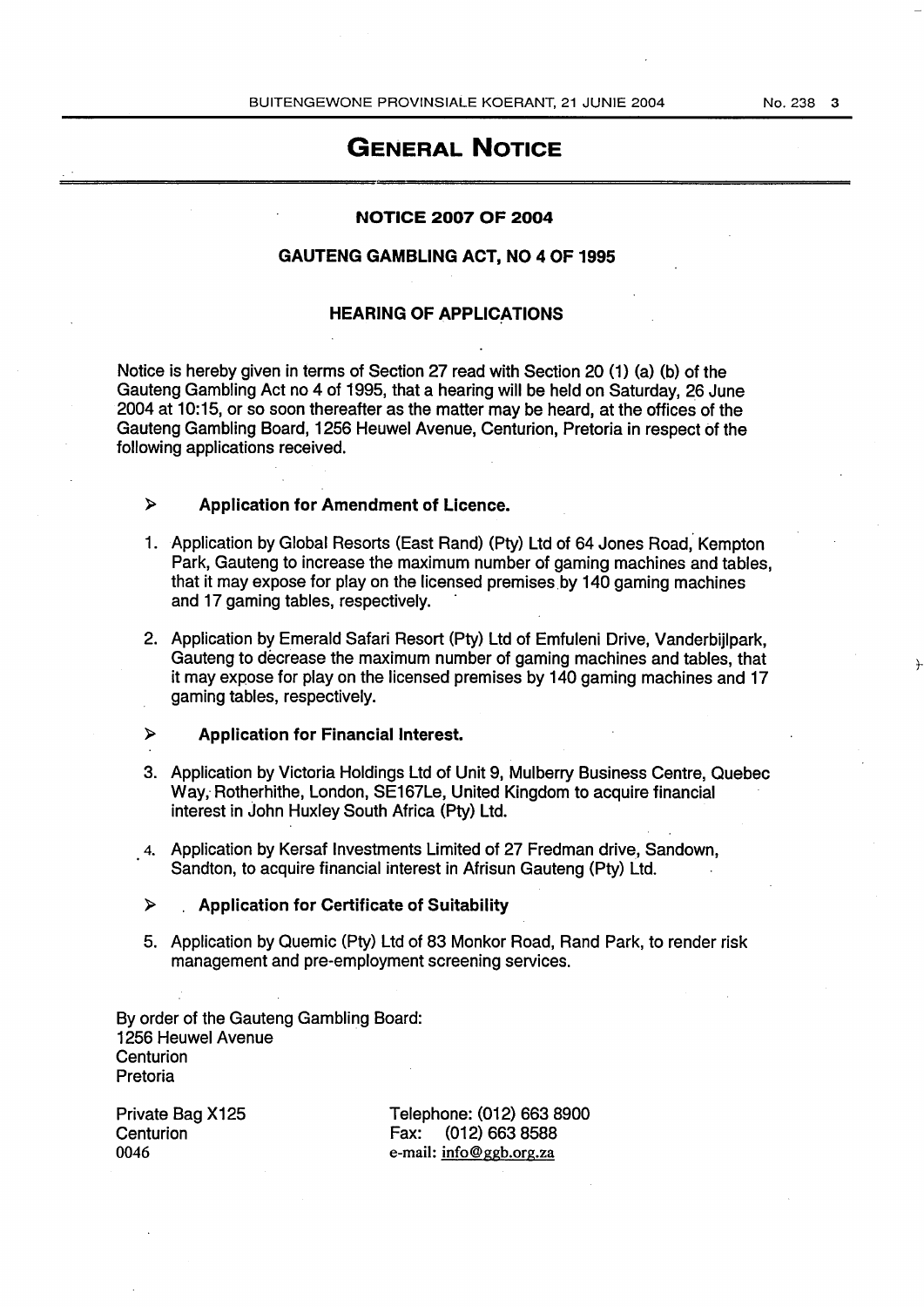# GENERAL NOTICE

## NOTICE 2007 OF 2004

## GAUTENG GAMBLING ACT, NO 4 OF 1995

### HEARING OF APPLICATIONS

Notice is hereby given in terms of Section 27 read with Section 20 (1) (a) (b) of the Gauteng Gambling Act no 4 of 1995, that a hearing will be held on Saturday, 26 June 2004 at 10:15, or so soon thereafter as the matter may be heard, at the offices of the Gauteng Gambling Board, 1256 Heuwel Avenue, Centurion, Pretoria in respect of the following applications received.

➢ **Application for Amendment of Licence.**

1. Application by Global Resorts (East Rand) (Pty) Ltd of 64 Jones Road, Kempton Park, Gauteng to increase the maximum number of gaming machines and tables, that it may expose for play on the licensed premises by 140 gaming machines and 17 gaming tables, respectively.

2. Application by Emerald Safari Resort (Pty) Ltd of Emfuleni Drive, Vanderbijlpark, Gauteng to decrease the maximum number of gaming machines and tables, that it may expose for play on the licensed premises by 140 gaming machines and 17 gaming tables, respectively.

➢ **Application for Financial Interest.**

3. Application by Victoria Holdings Ltd of Unit 9, Mulberry Business Centre, Quebec Way, Rotherhithe, London, SE167Le, United Kingdom to acquire financial interest in John Huxley South Africa (Pty) Ltd.

4. Application by Kersaf Investments Limited of 27 Fredman drive, Sandown, Sandton, to acquire financial interest in Afrisun Gauteng (Pty) Ltd.

➢ **Application for Certificate of Suitability**

5. Application by Quemic (Pty) Ltd of 83 Monkor Road, Rand Park, to render risk management and pre-employment screening services.

By order of the Gauteng Gambling Board:
1256 Heuwel Avenue
Centurion
Pretoria

Private Bag X125
Centurion
0046

Telephone: (012) 663 8900
Fax: (012) 663 8588
e-mail: info@ggb.org.za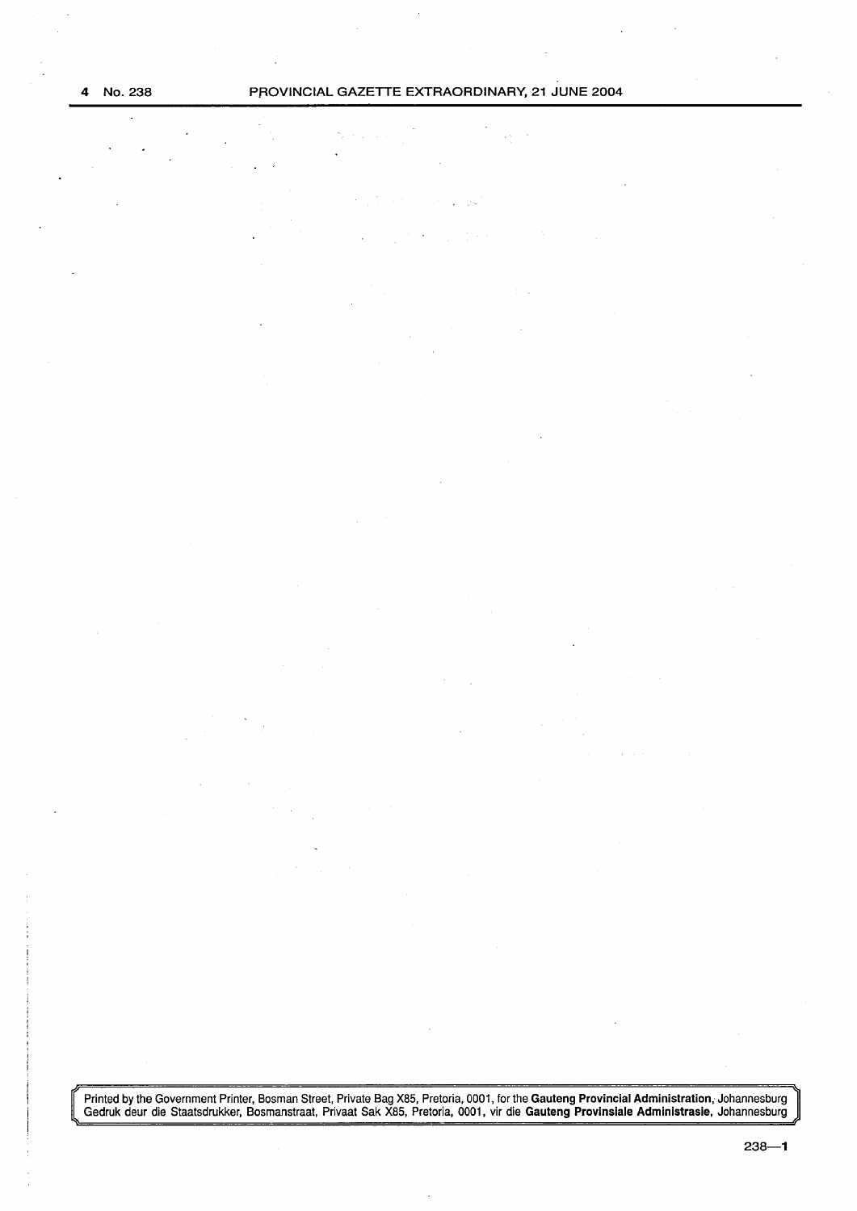Printed by the Government Printer, Bosman Street, Private Bag X85, Pretoria, 0001, for the **Gauteng Provincial Administration**, Johannesburg
Gedruk deur die Staatsdrukker, Bosmanstraat, Privaat Sak X85, Pretoria, 0001, vir die **Gauteng Provinsiale Administrasie**, Johannesburg

238—1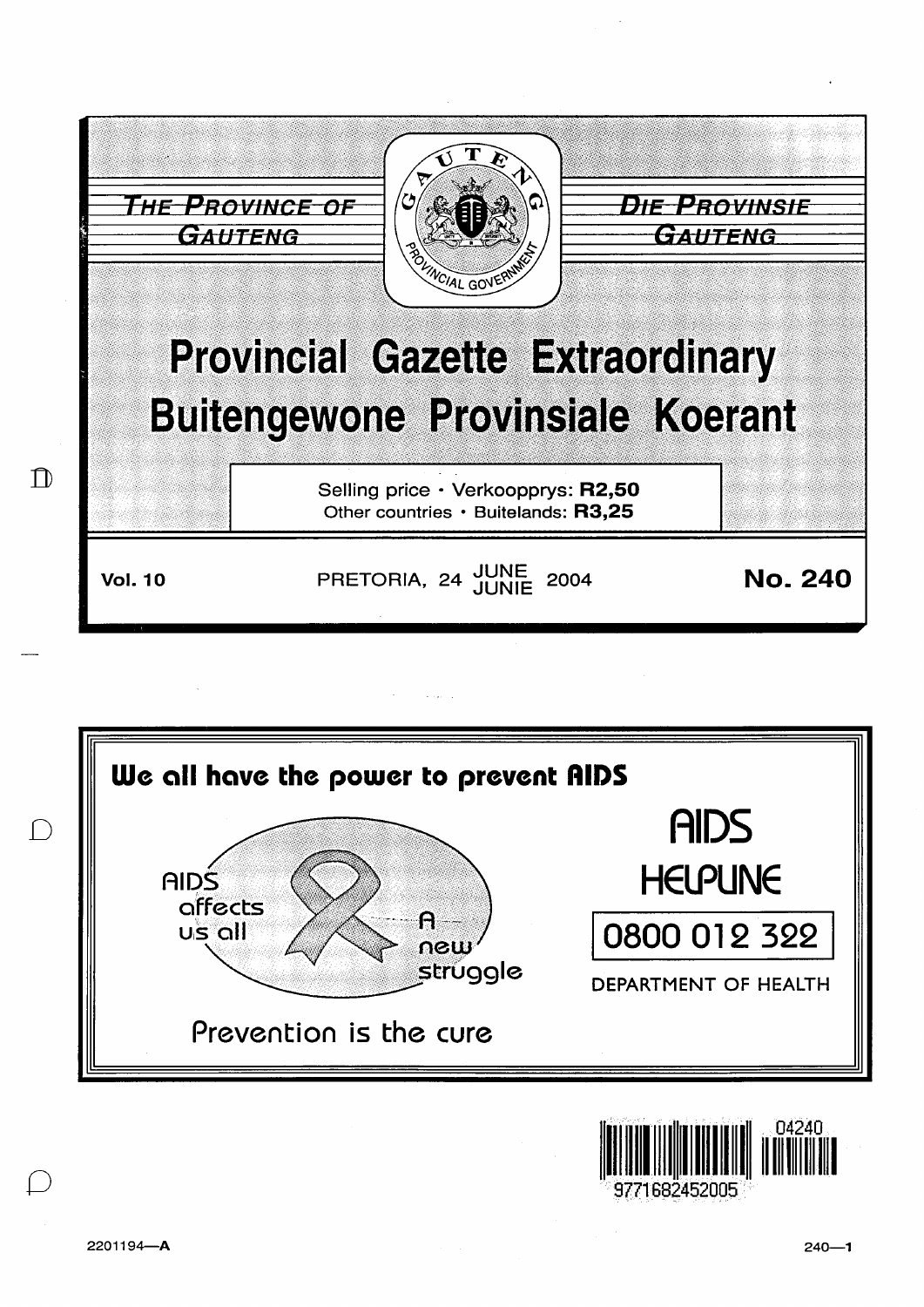THE PROVINCE OF GAUTENG

DIE PROVINSIE GAUTENG

# Provincial Gazette Extraordinary

# Buitengewone Provinsiale Koerant

Selling price · Verkoopprys: **R2,50**
Other countries · Buitelands: **R3,25**

**Vol. 10** PRETORIA, 24 JUNE JUNIE 2004 **No. 240**

**We all have the power to prevent AIDS**

AIDS affects us all

A new struggle

Prevention is the cure

AIDS HELPLINE

0800 012 322

DEPARTMENT OF HEALTH

9771682452005 04240

2201194—A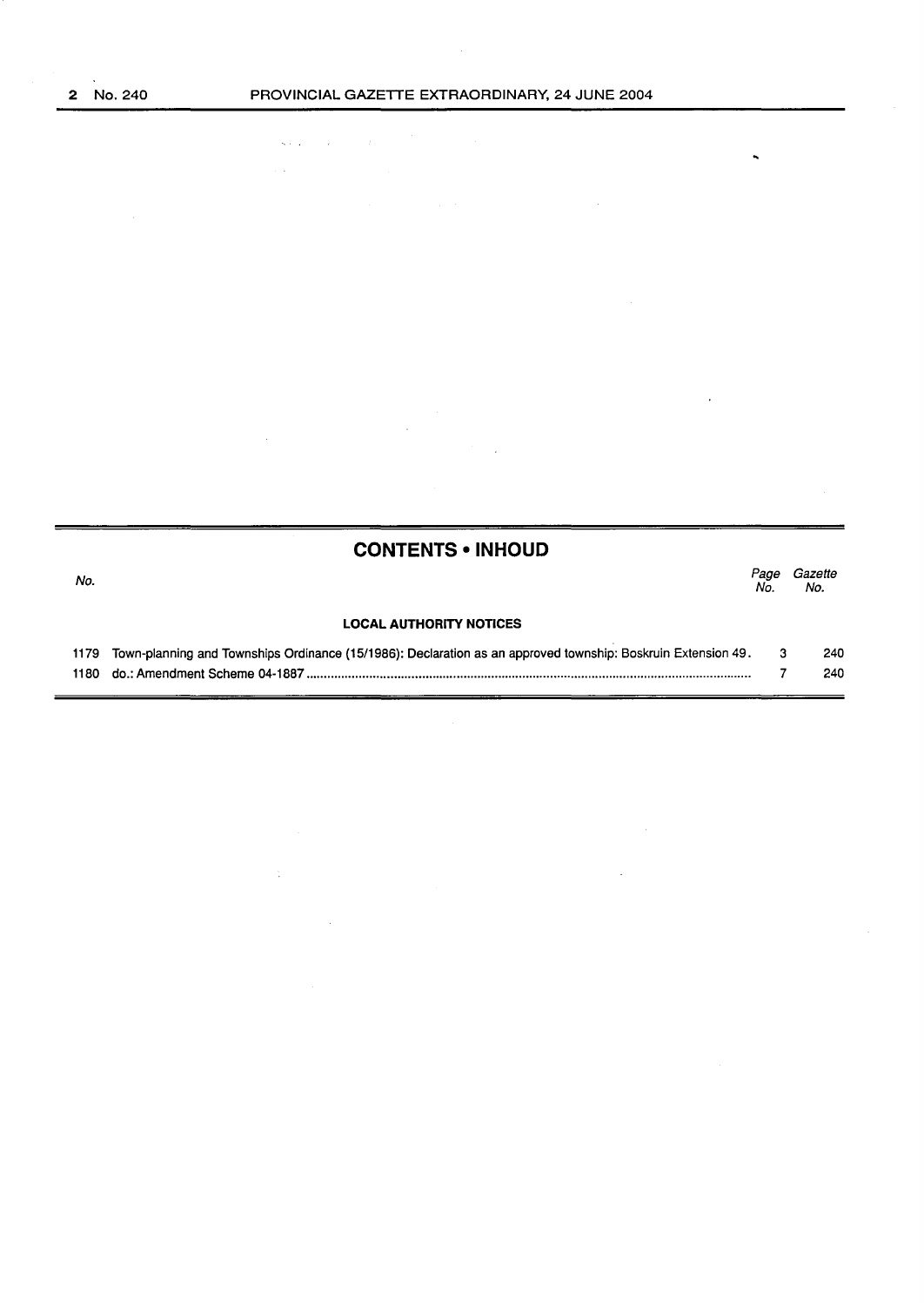## CONTENTS • INHOUD

| No. | | Page No. | Gazette No. |
|---|---|---|---|
| | **LOCAL AUTHORITY NOTICES** | | |
| 1179 | Town-planning and Townships Ordinance (15/1986): Declaration as an approved township: Boskruin Extension 49. | 3 | 240 |
| 1180 | do.: Amendment Scheme 04-1887 | 7 | 240 |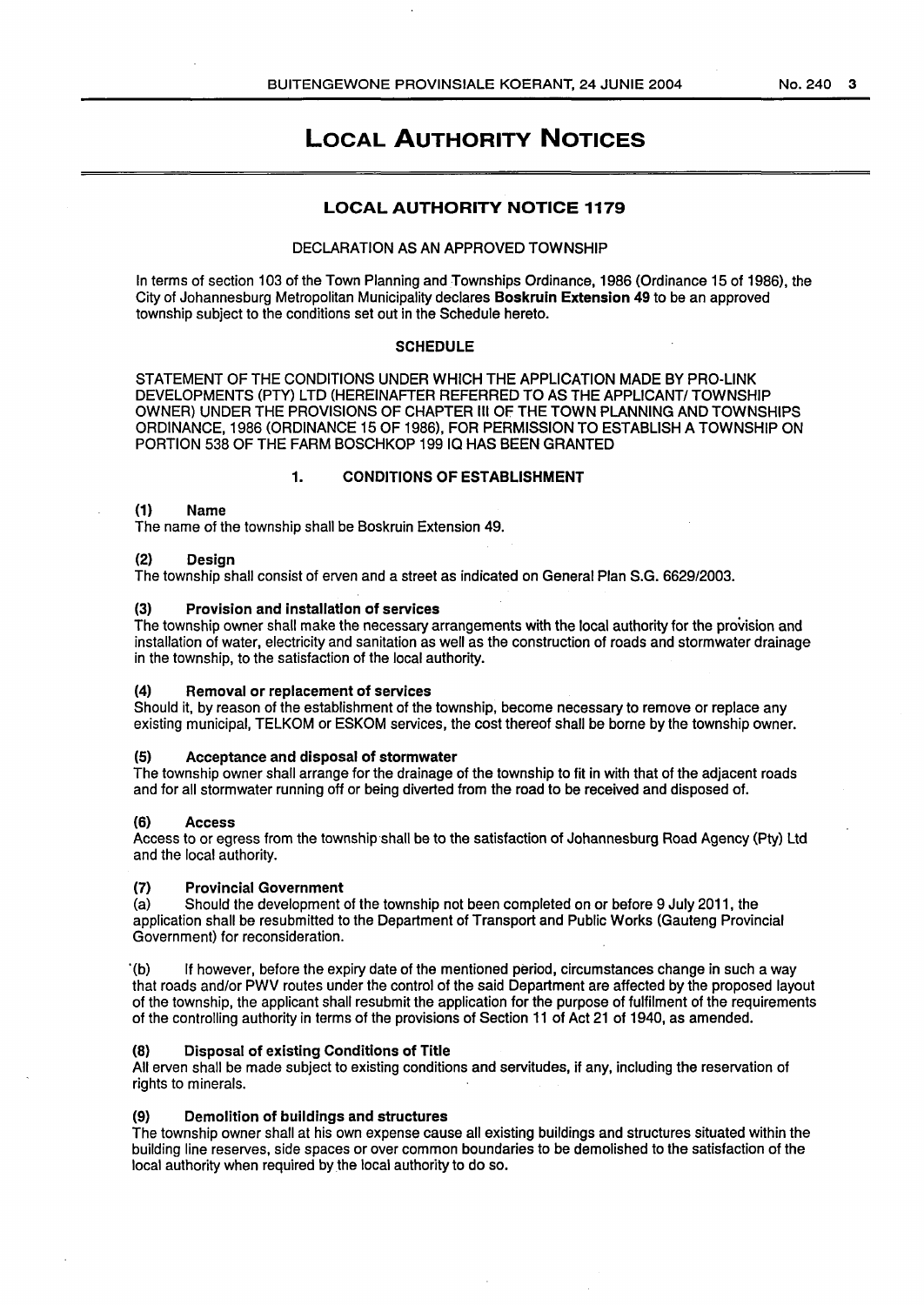# LOCAL AUTHORITY NOTICES

## LOCAL AUTHORITY NOTICE 1179

DECLARATION AS AN APPROVED TOWNSHIP

In terms of section 103 of the Town Planning and Townships Ordinance, 1986 (Ordinance 15 of 1986), the City of Johannesburg Metropolitan Municipality declares **Boskruin Extension 49** to be an approved township subject to the conditions set out in the Schedule hereto.

### SCHEDULE

STATEMENT OF THE CONDITIONS UNDER WHICH THE APPLICATION MADE BY PRO-LINK DEVELOPMENTS (PTY) LTD (HEREINAFTER REFERRED TO AS THE APPLICANT/ TOWNSHIP OWNER) UNDER THE PROVISIONS OF CHAPTER III OF THE TOWN PLANNING AND TOWNSHIPS ORDINANCE, 1986 (ORDINANCE 15 OF 1986), FOR PERMISSION TO ESTABLISH A TOWNSHIP ON PORTION 538 OF THE FARM BOSCHKOP 199 IQ HAS BEEN GRANTED

#### 1. CONDITIONS OF ESTABLISHMENT

**(1) Name**
The name of the township shall be Boskruin Extension 49.

**(2) Design**
The township shall consist of erven and a street as indicated on General Plan S.G. 6629/2003.

**(3) Provision and installation of services**
The township owner shall make the necessary arrangements with the local authority for the provision and installation of water, electricity and sanitation as well as the construction of roads and stormwater drainage in the township, to the satisfaction of the local authority.

**(4) Removal or replacement of services**
Should it, by reason of the establishment of the township, become necessary to remove or replace any existing municipal, TELKOM or ESKOM services, the cost thereof shall be borne by the township owner.

**(5) Acceptance and disposal of stormwater**
The township owner shall arrange for the drainage of the township to fit in with that of the adjacent roads and for all stormwater running off or being diverted from the road to be received and disposed of.

**(6) Access**
Access to or egress from the township shall be to the satisfaction of Johannesburg Road Agency (Pty) Ltd and the local authority.

**(7) Provincial Government**
(a) Should the development of the township not been completed on or before 9 July 2011, the application shall be resubmitted to the Department of Transport and Public Works (Gauteng Provincial Government) for reconsideration.

(b) If however, before the expiry date of the mentioned period, circumstances change in such a way that roads and/or PWV routes under the control of the said Department are affected by the proposed layout of the township, the applicant shall resubmit the application for the purpose of fulfilment of the requirements of the controlling authority in terms of the provisions of Section 11 of Act 21 of 1940, as amended.

**(8) Disposal of existing Conditions of Title**
All erven shall be made subject to existing conditions and servitudes, if any, including the reservation of rights to minerals.

**(9) Demolition of buildings and structures**
The township owner shall at his own expense cause all existing buildings and structures situated within the building line reserves, side spaces or over common boundaries to be demolished to the satisfaction of the local authority when required by the local authority to do so.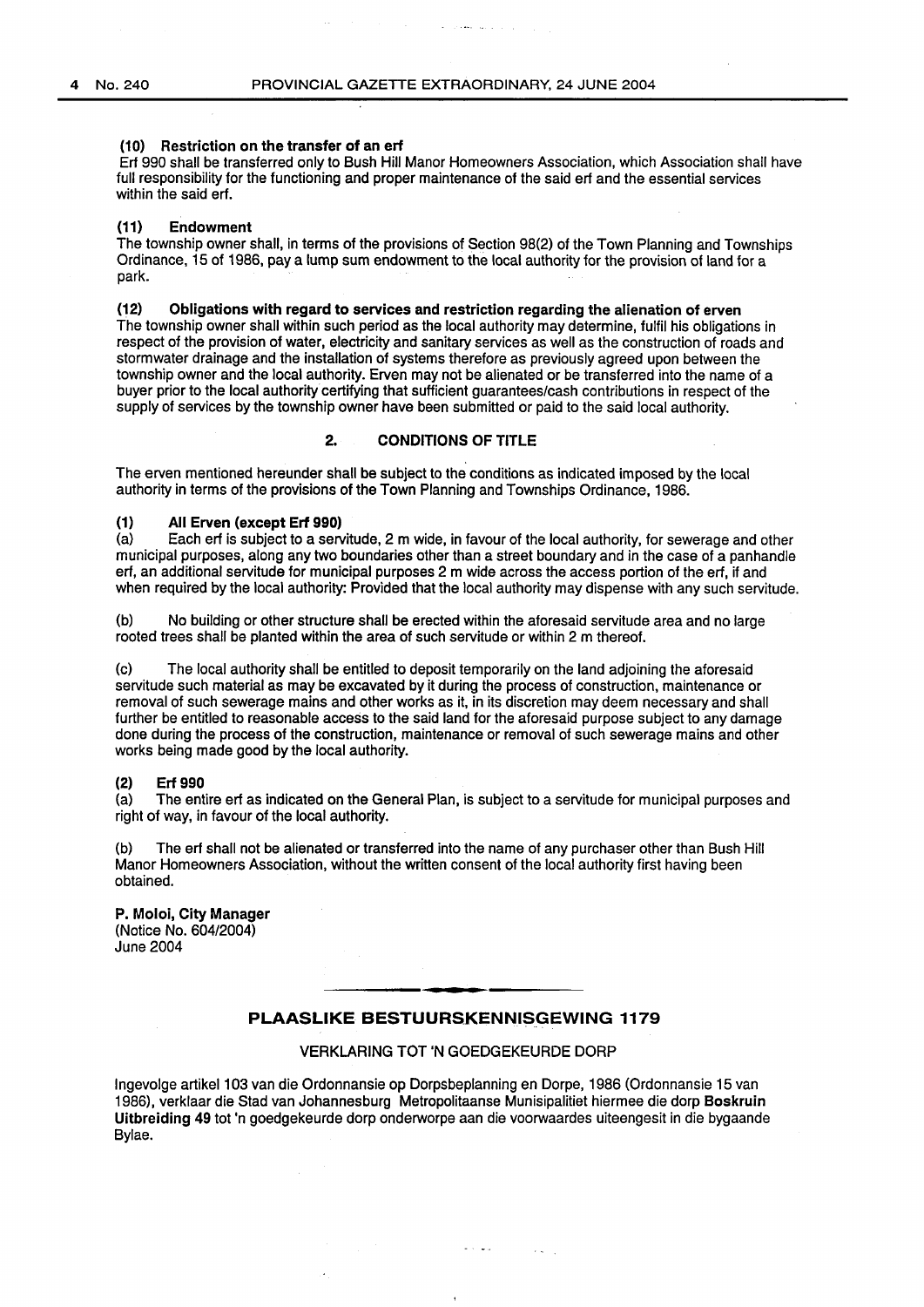#### (10) Restriction on the transfer of an erf

Erf 990 shall be transferred only to Bush Hill Manor Homeowners Association, which Association shall have full responsibility for the functioning and proper maintenance of the said erf and the essential services within the said erf.

#### (11) Endowment

The township owner shall, in terms of the provisions of Section 98(2) of the Town Planning and Townships Ordinance, 15 of 1986, pay a lump sum endowment to the local authority for the provision of land for a park.

#### (12) Obligations with regard to services and restriction regarding the alienation of erven

The township owner shall within such period as the local authority may determine, fulfil his obligations in respect of the provision of water, electricity and sanitary services as well as the construction of roads and stormwater drainage and the installation of systems therefore as previously agreed upon between the township owner and the local authority. Erven may not be alienated or be transferred into the name of a buyer prior to the local authority certifying that sufficient guarantees/cash contributions in respect of the supply of services by the township owner have been submitted or paid to the said local authority.

### 2. CONDITIONS OF TITLE

The erven mentioned hereunder shall be subject to the conditions as indicated imposed by the local authority in terms of the provisions of the Town Planning and Townships Ordinance, 1986.

#### (1) All Erven (except Erf 990)

(a) Each erf is subject to a servitude, 2 m wide, in favour of the local authority, for sewerage and other municipal purposes, along any two boundaries other than a street boundary and in the case of a panhandle erf, an additional servitude for municipal purposes 2 m wide across the access portion of the erf, if and when required by the local authority: Provided that the local authority may dispense with any such servitude.

(b) No building or other structure shall be erected within the aforesaid servitude area and no large rooted trees shall be planted within the area of such servitude or within 2 m thereof.

(c) The local authority shall be entitled to deposit temporarily on the land adjoining the aforesaid servitude such material as may be excavated by it during the process of construction, maintenance or removal of such sewerage mains and other works as it, in its discretion may deem necessary and shall further be entitled to reasonable access to the said land for the aforesaid purpose subject to any damage done during the process of the construction, maintenance or removal of such sewerage mains and other works being made good by the local authority.

#### (2) Erf 990

(a) The entire erf as indicated on the General Plan, is subject to a servitude for municipal purposes and right of way, in favour of the local authority.

(b) The erf shall not be alienated or transferred into the name of any purchaser other than Bush Hill Manor Homeowners Association, without the written consent of the local authority first having been obtained.

**P. Moloi, City Manager**
(Notice No. 604/2004)
June 2004

---

## PLAASLIKE BESTUURSKENNISGEWING 1179

VERKLARING TOT 'N GOEDGEKEURDE DORP

Ingevolge artikel 103 van die Ordonnansie op Dorpsbeplanning en Dorpe, 1986 (Ordonnansie 15 van 1986), verklaar die Stad van Johannesburg Metropolitaanse Munisipaliteit hiermee die dorp **Boskruin Uitbreiding 49** tot 'n goedgekeurde dorp onderworpe aan die voorwaardes uiteengesit in die bygaande Bylae.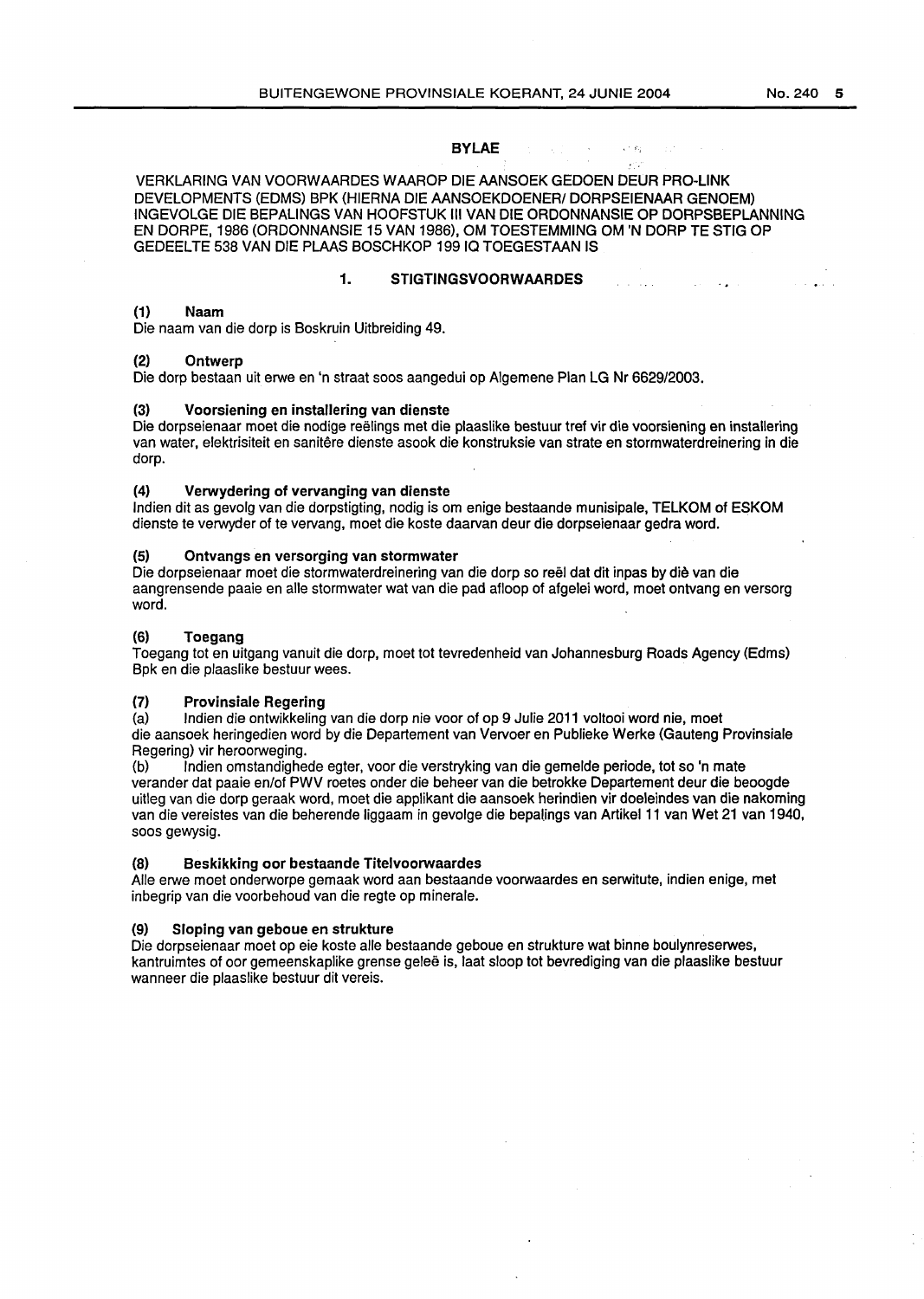## BYLAE

VERKLARING VAN VOORWAARDES WAAROP DIE AANSOEK GEDOEN DEUR PRO-LINK DEVELOPMENTS (EDMS) BPK (HIERNA DIE AANSOEKDOENER/ DORPSEIENAAR GENOEM) INGEVOLGE DIE BEPALINGS VAN HOOFSTUK III VAN DIE ORDONNANSIE OP DORPSBEPLANNING EN DORPE, 1986 (ORDONNANSIE 15 VAN 1986), OM TOESTEMMING OM 'N DORP TE STIG OP GEDEELTE 538 VAN DIE PLAAS BOSCHKOP 199 IQ TOEGESTAAN IS

### 1. STIGTINGSVOORWAARDES

**(1) Naam**

Die naam van die dorp is Boskruin Uitbreiding 49.

**(2) Ontwerp**

Die dorp bestaan uit erwe en 'n straat soos aangedui op Algemene Plan LG Nr 6629/2003.

**(3) Voorsiening en installering van dienste**

Die dorpseienaar moet die nodige reëlings met die plaaslike bestuur tref vir die voorsiening en installering van water, elektrisiteit en sanitêre dienste asook die konstruksie van strate en stormwaterdreinering in die dorp.

**(4) Verwydering of vervanging van dienste**

Indien dit as gevolg van die dorpstigting, nodig is om enige bestaande munisipale, TELKOM of ESKOM dienste te verwyder of te vervang, moet die koste daarvan deur die dorpseienaar gedra word.

**(5) Ontvangs en versorging van stormwater**

Die dorpseienaar moet die stormwaterdreinering van die dorp so reël dat dit inpas by diè van die aangrensende paaie en alle stormwater wat van die pad afloop of afgelei word, moet ontvang en versorg word.

**(6) Toegang**

Toegang tot en uitgang vanuit die dorp, moet tot tevredenheid van Johannesburg Roads Agency (Edms) Bpk en die plaaslike bestuur wees.

**(7) Provinsiale Regering**

(a) Indien die ontwikkeling van die dorp nie voor of op 9 Julie 2011 voltooi word nie, moet die aansoek heringedien word by die Departement van Vervoer en Publieke Werke (Gauteng Provinsiale Regering) vir heroorweging.

(b) Indien omstandighede egter, voor die verstryking van die gemelde periode, tot so 'n mate verander dat paaie en/of PWV roetes onder die beheer van die betrokke Departement deur die beoogde uitleg van die dorp geraak word, moet die applikant die aansoek herindien vir doeleindes van die nakoming van die vereistes van die beherende liggaam in gevolge die bepalings van Artikel 11 van Wet 21 van 1940, soos gewysig.

**(8) Beskikking oor bestaande Titelvoorwaardes**

Alle erwe moet onderworpe gemaak word aan bestaande voorwaardes en serwitute, indien enige, met inbegrip van die voorbehoud van die regte op minerale.

**(9) Sloping van geboue en strukture**

Die dorpseienaar moet op eie koste alle bestaande geboue en strukture wat binne boulynreserwes, kantruimtes of oor gemeenskaplike grense geleë is, laat sloop tot bevrediging van die plaaslike bestuur wanneer die plaaslike bestuur dit vereis.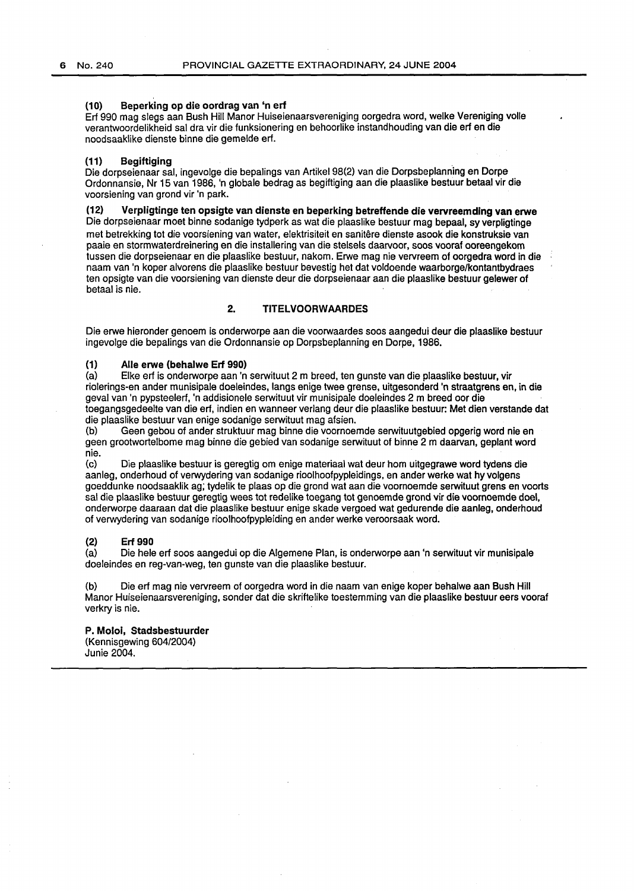**(10) Beperking op die oordrag van 'n erf**

Erf 990 mag slegs aan Bush Hill Manor Huiseienaarsvereniging oorgedra word, welke Vereniging volle verantwoordelikheid sal dra vir die funksionering en behoorlike instandhouding van die erf en die noodsaaklike dienste binne die gemelde erf.

**(11) Begiftiging**

Die dorpseienaar sal, ingevolge die bepalings van Artikel 98(2) van die Dorpsbeplanning en Dorpe Ordonnansie, Nr 15 van 1986, 'n globale bedrag as begiftiging aan die plaaslike bestuur betaal vir die voorsiening van grond vir 'n park.

**(12) Verpligtinge ten opsigte van dienste en beperking betreffende die vervreemding van erwe**

Die dorpseienaar moet binne sodanige tydperk as wat die plaaslike bestuur mag bepaal, sy verpligtinge met betrekking tot die voorsiening van water, elektrisiteit en sanitêre dienste asook die konstruksie van paaie en stormwaterdreinering en die installering van die stelsels daarvoor, soos vooraf ooreengekom tussen die dorpseienaar en die plaaslike bestuur, nakom. Erwe mag nie vervreem of oorgedra word in die naam van 'n koper alvorens die plaaslike bestuur bevestig het dat voldoende waarborge/kontantbydraes ten opsigte van die voorsiening van dienste deur die dorpseienaar aan die plaaslike bestuur gelewer of betaal is nie.

## 2. TITELVOORWAARDES

Die erwe hieronder genoem is onderworpe aan die voorwaardes soos aangedui deur die plaaslike bestuur ingevolge die bepalings van die Ordonnansie op Dorpsbeplanning en Dorpe, 1986.

**(1) Alle erwe (behalwe Erf 990)**

(a) Elke erf is onderworpe aan 'n serwituut 2 m breed, ten gunste van die plaaslike bestuur, vir riolerings-en ander munisipale doeleindes, langs enige twee grense, uitgesonderd 'n straatgrens en, in die geval van 'n pypsteelerf, 'n addisionele serwituut vir munisipale doeleindes 2 m breed oor die toegangsgedeelte van die erf, indien en wanneer verlang deur die plaaslike bestuur: Met dien verstande dat die plaaslike bestuur van enige sodanige serwituut mag afsien.

(b) Geen gebou of ander struktuur mag binne die voornoemde serwituutgebied opgerig word nie en geen grootwortelbome mag binne die gebied van sodanige serwituut of binne 2 m daarvan, geplant word nie.

(c) Die plaaslike bestuur is geregtig om enige materiaal wat deur hom uitgegrawe word tydens die aanleg, onderhoud of verwydering van sodanige rioolhoofpypleidings, en ander werke wat hy volgens goeddunke noodsaaklik ag; tydelik te plaas op die grond wat aan die voornoemde serwituut grens en voorts sal die plaaslike bestuur geregtig wees tot redelike toegang tot genoemde grond vir die voornoemde doel, onderworpe daaraan dat die plaaslike bestuur enige skade vergoed wat gedurende die aanleg, onderhoud of verwydering van sodanige rioolhoofpypleiding en ander werke veroorsaak word.

**(2) Erf 990**

(a) Die hele erf soos aangedui op die Algemene Plan, is onderworpe aan 'n serwituut vir munisipale doeleindes en reg-van-weg, ten gunste van die plaaslike bestuur.

(b) Die erf mag nie vervreem of oorgedra word in die naam van enige koper behalwe aan Bush Hill Manor Huiseienaarsvereniging, sonder dat die skriftelike toestemming van die plaaslike bestuur eers vooraf verkry is nie.

**P. Moloi, Stadsbestuurder**
(Kennisgewing 604/2004)
Junie 2004.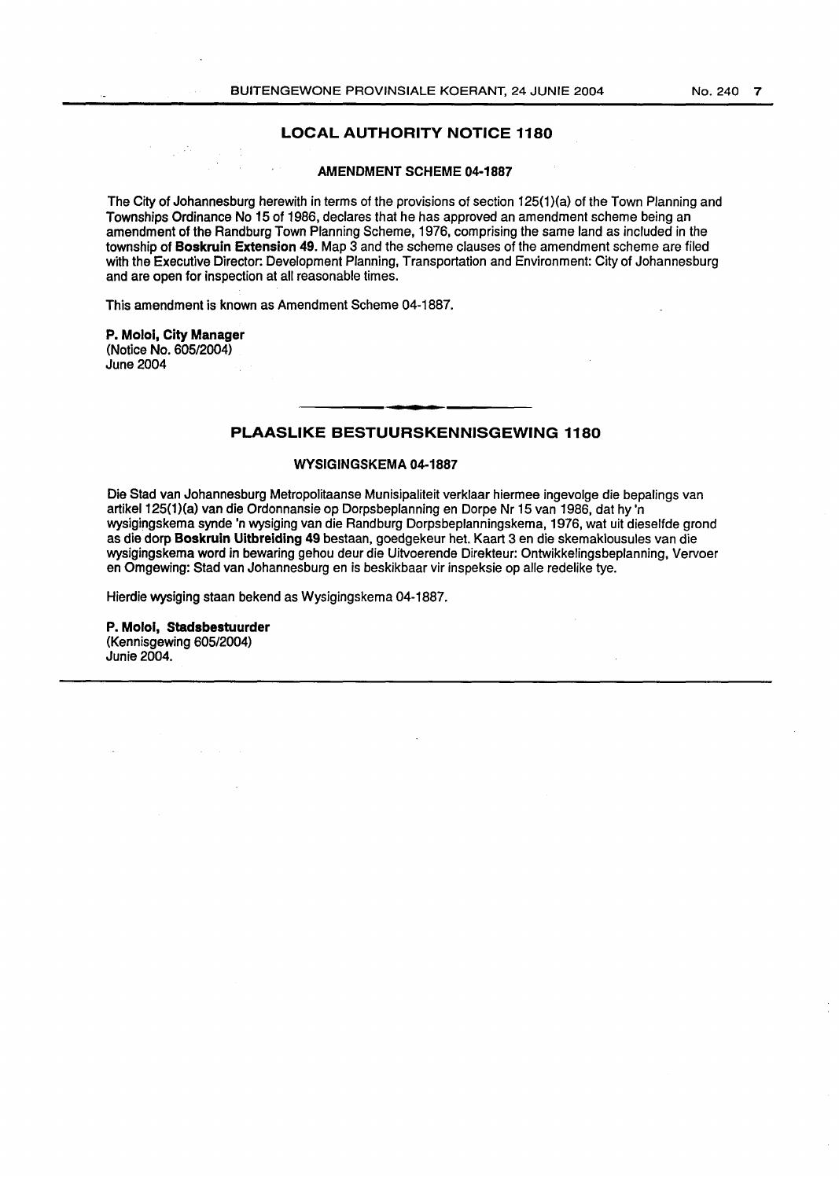## LOCAL AUTHORITY NOTICE 1180

### AMENDMENT SCHEME 04-1887

The City of Johannesburg herewith in terms of the provisions of section 125(1)(a) of the Town Planning and Townships Ordinance No 15 of 1986, declares that he has approved an amendment scheme being an amendment of the Randburg Town Planning Scheme, 1976, comprising the same land as included in the township of **Boskruin Extension 49.** Map 3 and the scheme clauses of the amendment scheme are filed with the Executive Director: Development Planning, Transportation and Environment: City of Johannesburg and are open for inspection at all reasonable times.

This amendment is known as Amendment Scheme 04-1887.

**P. Moloi, City Manager**
(Notice No. 605/2004)
June 2004

## PLAASLIKE BESTUURSKENNISGEWING 1180

### WYSIGINGSKEMA 04-1887

Die Stad van Johannesburg Metropolitaanse Munisipaliteit verklaar hiermee ingevolge die bepalings van artikel 125(1)(a) van die Ordonnansie op Dorpsbeplanning en Dorpe Nr 15 van 1986, dat hy 'n wysigingskema synde 'n wysiging van die Randburg Dorpsbeplanningskema, 1976, wat uit dieselfde grond as die dorp **Boskruin Uitbreiding 49** bestaan, goedgekeur het. Kaart 3 en die skemaklousules van die wysigingskema word in bewaring gehou deur die Uitvoerende Direkteur: Ontwikkelingsbeplanning, Vervoer en Omgewing: Stad van Johannesburg en is beskikbaar vir inspeksie op alle redelike tye.

Hierdie wysiging staan bekend as Wysigingskema 04-1887.

**P. Moloi, Stadsbestuurder**
(Kennisgewing 605/2004)
Junie 2004.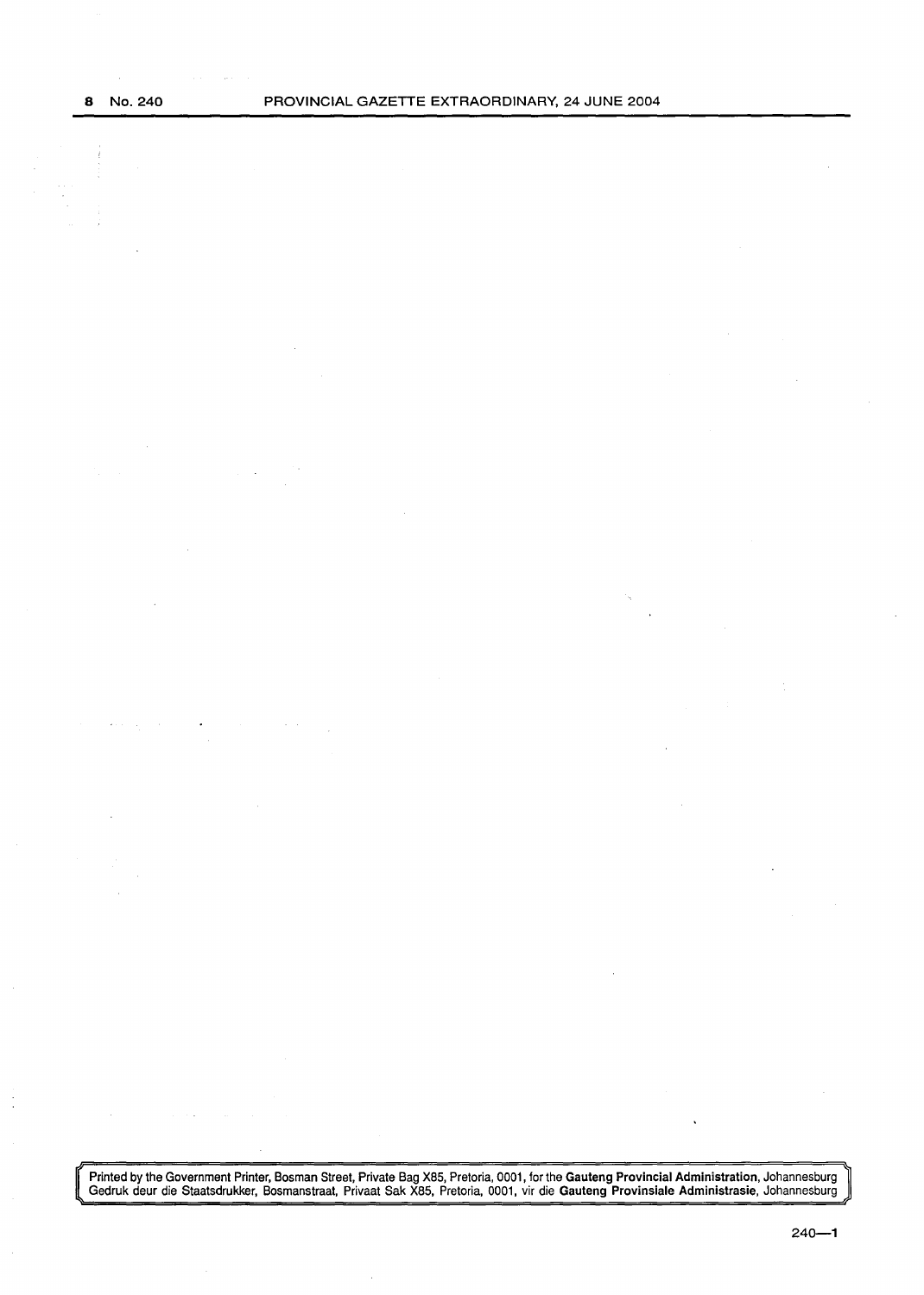Printed by the Government Printer, Bosman Street, Private Bag X85, Pretoria, 0001, for the **Gauteng Provincial Administration**, Johannesburg
Gedruk deur die Staatsdrukker, Bosmanstraat, Privaat Sak X85, Pretoria, 0001, vir die **Gauteng Provinsiale Administrasie**, Johannesburg

240—1